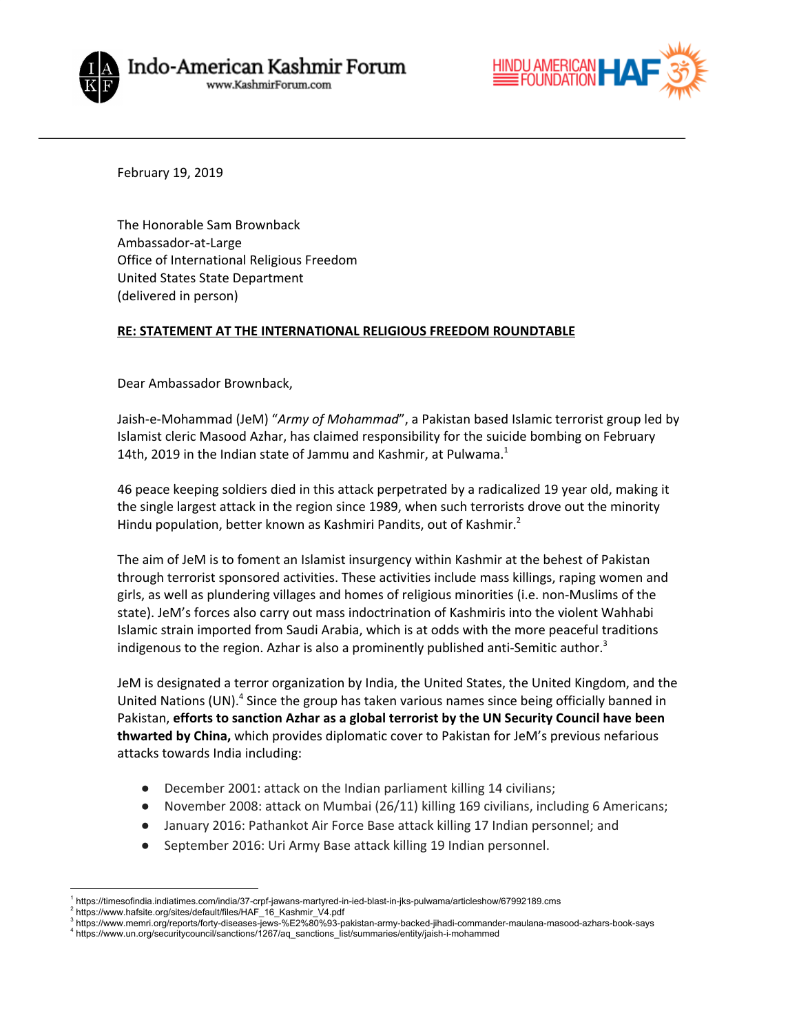Indo-American Kashmir Forum
www.KashmirForum.com

HINDU AMERICAN FOUNDATION HAF

February 19, 2019

The Honorable Sam Brownback
Ambassador-at-Large
Office of International Religious Freedom
United States State Department
(delivered in person)

**RE: STATEMENT AT THE INTERNATIONAL RELIGIOUS FREEDOM ROUNDTABLE**

Dear Ambassador Brownback,

Jaish-e-Mohammad (JeM) "*Army of Mohammad*", a Pakistan based Islamic terrorist group led by Islamist cleric Masood Azhar, has claimed responsibility for the suicide bombing on February 14th, 2019 in the Indian state of Jammu and Kashmir, at Pulwama.[1]

46 peace keeping soldiers died in this attack perpetrated by a radicalized 19 year old, making it the single largest attack in the region since 1989, when such terrorists drove out the minority Hindu population, better known as Kashmiri Pandits, out of Kashmir.[2]

The aim of JeM is to foment an Islamist insurgency within Kashmir at the behest of Pakistan through terrorist sponsored activities. These activities include mass killings, raping women and girls, as well as plundering villages and homes of religious minorities (i.e. non-Muslims of the state). JeM's forces also carry out mass indoctrination of Kashmiris into the violent Wahhabi Islamic strain imported from Saudi Arabia, which is at odds with the more peaceful traditions indigenous to the region. Azhar is also a prominently published anti-Semitic author.[3]

JeM is designated a terror organization by India, the United States, the United Kingdom, and the United Nations (UN).[4] Since the group has taken various names since being officially banned in Pakistan, **efforts to sanction Azhar as a global terrorist by the UN Security Council have been thwarted by China,** which provides diplomatic cover to Pakistan for JeM's previous nefarious attacks towards India including:

- December 2001: attack on the Indian parliament killing 14 civilians;
- November 2008: attack on Mumbai (26/11) killing 169 civilians, including 6 Americans;
- January 2016: Pathankot Air Force Base attack killing 17 Indian personnel; and
- September 2016: Uri Army Base attack killing 19 Indian personnel.

---

[1] https://timesofindia.indiatimes.com/india/37-crpf-jawans-martyred-in-ied-blast-in-jks-pulwama/articleshow/67992189.cms
[2] https://www.hafsite.org/sites/default/files/HAF_16_Kashmir_V4.pdf
[3] https://www.memri.org/reports/forty-diseases-jews-%E2%80%93-pakistan-army-backed-jihadi-commander-maulana-masood-azhars-book-says
[4] https://www.un.org/securitycouncil/sanctions/1267/aq_sanctions_list/summaries/entity/jaish-i-mohammed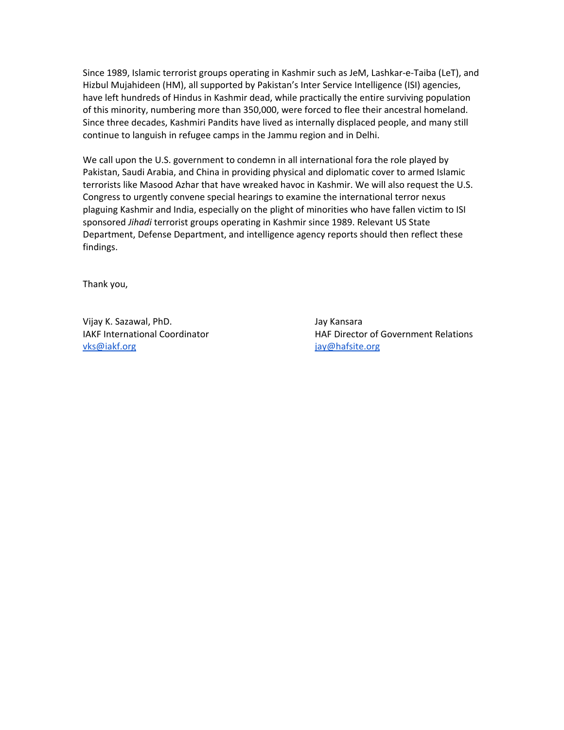Since 1989, Islamic terrorist groups operating in Kashmir such as JeM, Lashkar-e-Taiba (LeT), and Hizbul Mujahideen (HM), all supported by Pakistan's Inter Service Intelligence (ISI) agencies, have left hundreds of Hindus in Kashmir dead, while practically the entire surviving population of this minority, numbering more than 350,000, were forced to flee their ancestral homeland. Since three decades, Kashmiri Pandits have lived as internally displaced people, and many still continue to languish in refugee camps in the Jammu region and in Delhi.

We call upon the U.S. government to condemn in all international fora the role played by Pakistan, Saudi Arabia, and China in providing physical and diplomatic cover to armed Islamic terrorists like Masood Azhar that have wreaked havoc in Kashmir. We will also request the U.S. Congress to urgently convene special hearings to examine the international terror nexus plaguing Kashmir and India, especially on the plight of minorities who have fallen victim to ISI sponsored *Jihadi* terrorist groups operating in Kashmir since 1989. Relevant US State Department, Defense Department, and intelligence agency reports should then reflect these findings.

Thank you,

Vijay K. Sazawal, PhD.
IAKF International Coordinator
vks@iakf.org

Jay Kansara
HAF Director of Government Relations
jay@hafsite.org